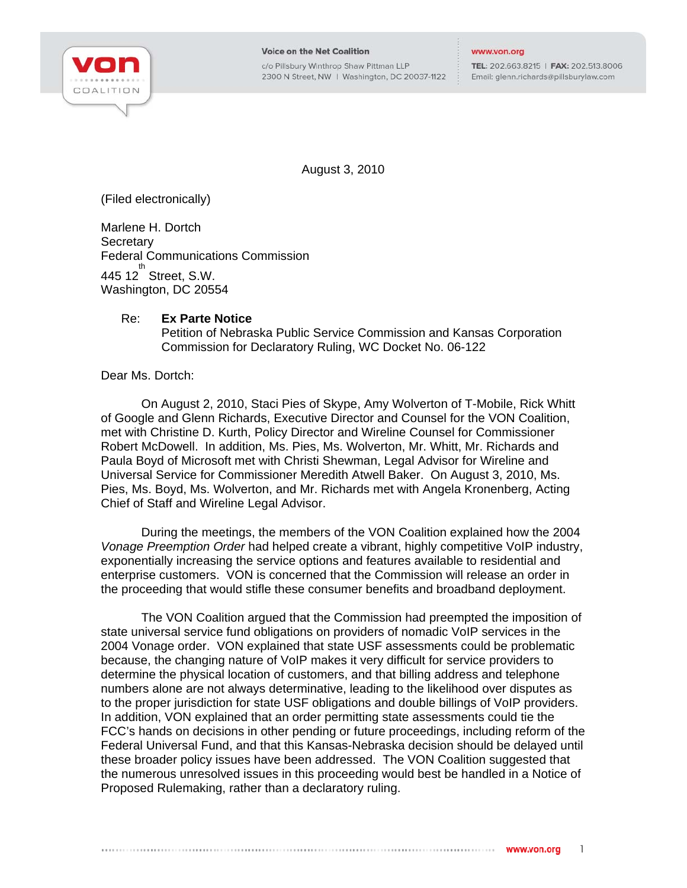Voice on the Net Coalition
c/o Pillsbury Winthrop Shaw Pittman LLP
2300 N Street, NW | Washington, DC 20037-1122

www.von.org
TEL: 202.663.8215 | FAX: 202.513.8006
Email: glenn.richards@pillsburylaw.com

August 3, 2010

(Filed electronically)

Marlene H. Dortch
Secretary
Federal Communications Commission
445 12th Street, S.W.
Washington, DC 20554

Re: **Ex Parte Notice**
Petition of Nebraska Public Service Commission and Kansas Corporation Commission for Declaratory Ruling, WC Docket No. 06-122

Dear Ms. Dortch:

On August 2, 2010, Staci Pies of Skype, Amy Wolverton of T-Mobile, Rick Whitt of Google and Glenn Richards, Executive Director and Counsel for the VON Coalition, met with Christine D. Kurth, Policy Director and Wireline Counsel for Commissioner Robert McDowell. In addition, Ms. Pies, Ms. Wolverton, Mr. Whitt, Mr. Richards and Paula Boyd of Microsoft met with Christi Shewman, Legal Advisor for Wireline and Universal Service for Commissioner Meredith Atwell Baker. On August 3, 2010, Ms. Pies, Ms. Boyd, Ms. Wolverton, and Mr. Richards met with Angela Kronenberg, Acting Chief of Staff and Wireline Legal Advisor.

During the meetings, the members of the VON Coalition explained how the 2004 *Vonage Preemption Order* had helped create a vibrant, highly competitive VoIP industry, exponentially increasing the service options and features available to residential and enterprise customers. VON is concerned that the Commission will release an order in the proceeding that would stifle these consumer benefits and broadband deployment.

The VON Coalition argued that the Commission had preempted the imposition of state universal service fund obligations on providers of nomadic VoIP services in the 2004 Vonage order. VON explained that state USF assessments could be problematic because, the changing nature of VoIP makes it very difficult for service providers to determine the physical location of customers, and that billing address and telephone numbers alone are not always determinative, leading to the likelihood over disputes as to the proper jurisdiction for state USF obligations and double billings of VoIP providers. In addition, VON explained that an order permitting state assessments could tie the FCC's hands on decisions in other pending or future proceedings, including reform of the Federal Universal Fund, and that this Kansas-Nebraska decision should be delayed until these broader policy issues have been addressed. The VON Coalition suggested that the numerous unresolved issues in this proceeding would best be handled in a Notice of Proposed Rulemaking, rather than a declaratory ruling.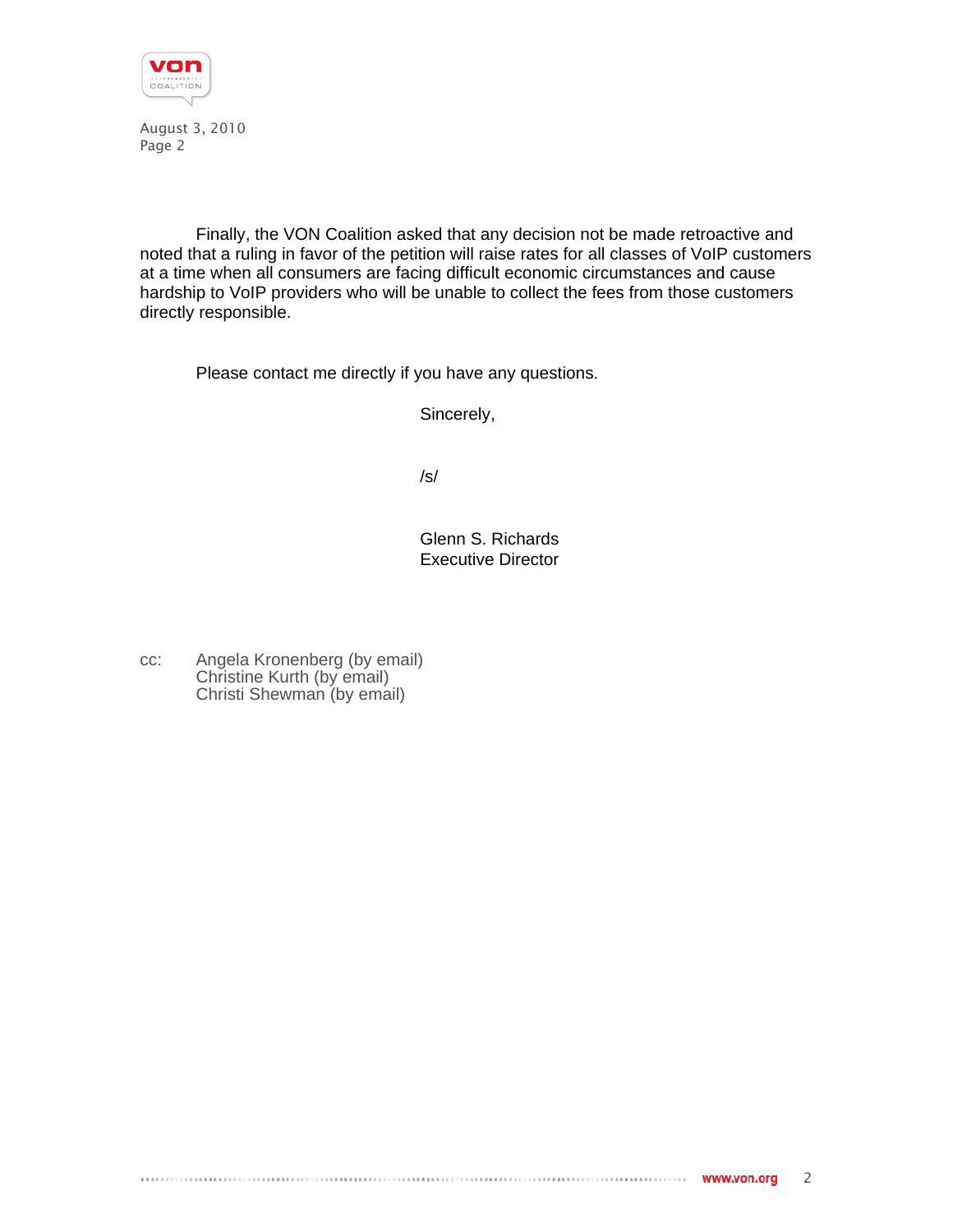Finally, the VON Coalition asked that any decision not be made retroactive and noted that a ruling in favor of the petition will raise rates for all classes of VoIP customers at a time when all consumers are facing difficult economic circumstances and cause hardship to VoIP providers who will be unable to collect the fees from those customers directly responsible.

Please contact me directly if you have any questions.

Sincerely,

/s/

Glenn S. Richards
Executive Director

cc: Angela Kronenberg (by email)
Christine Kurth (by email)
Christi Shewman (by email)